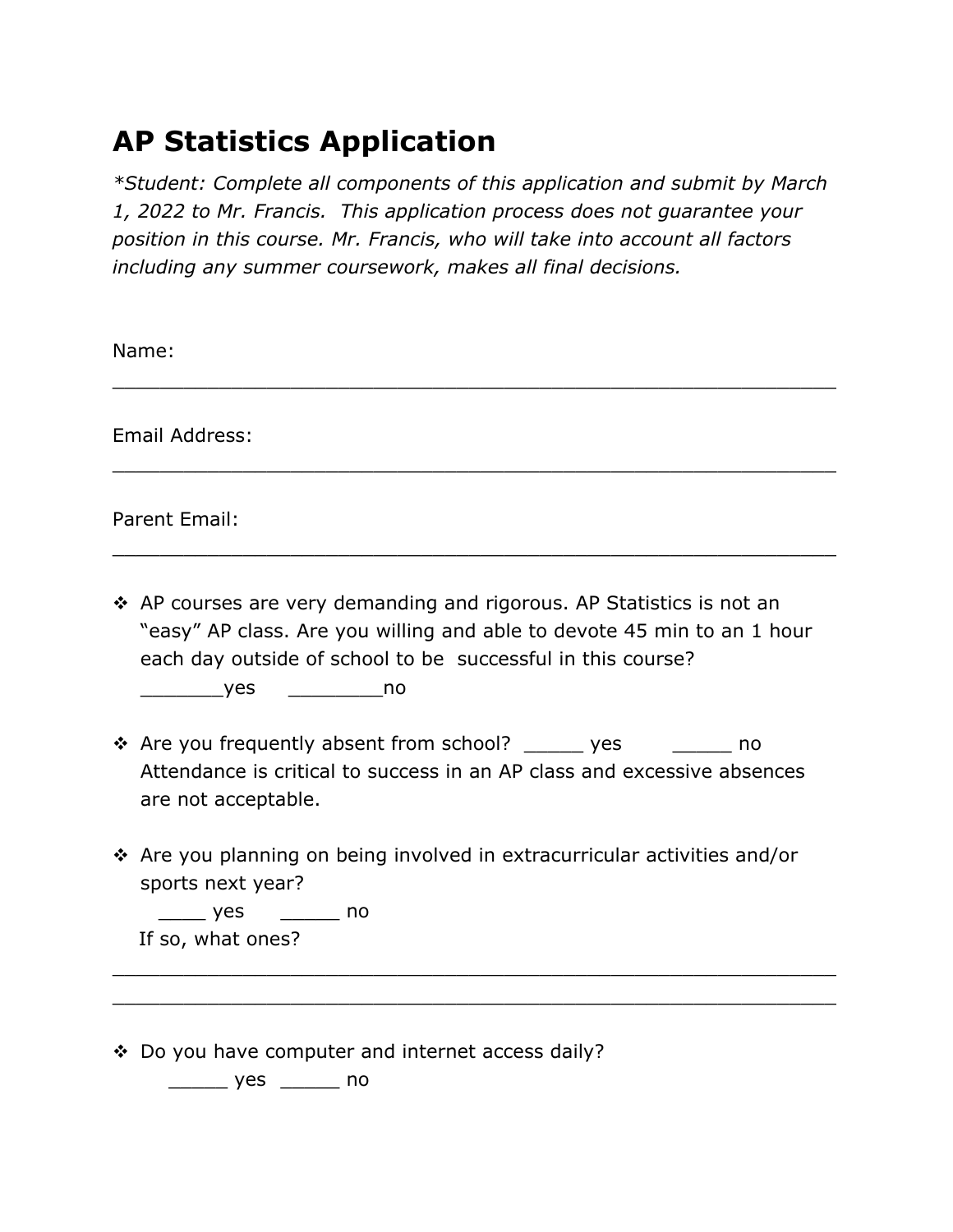# AP Statistics Application

*\*Student: Complete all components of this application and submit by March 1, 2022 to Mr. Francis. This application process does not guarantee your position in this course. Mr. Francis, who will take into account all factors including any summer coursework, makes all final decisions.*

Name:

______________________________________________________________

Email Address:

______________________________________________________________

Parent Email:

______________________________________________________________

- AP courses are very demanding and rigorous. AP Statistics is not an "easy" AP class. Are you willing and able to devote 45 min to an 1 hour each day outside of school to be successful in this course?
  _______yes ________no

- Are you frequently absent from school? _____ yes _____ no
  Attendance is critical to success in an AP class and excessive absences are not acceptable.

- Are you planning on being involved in extracurricular activities and/or sports next year?
  ____ yes _____ no
  If so, what ones?

______________________________________________________________

______________________________________________________________

- Do you have computer and internet access daily?
  _____ yes _____ no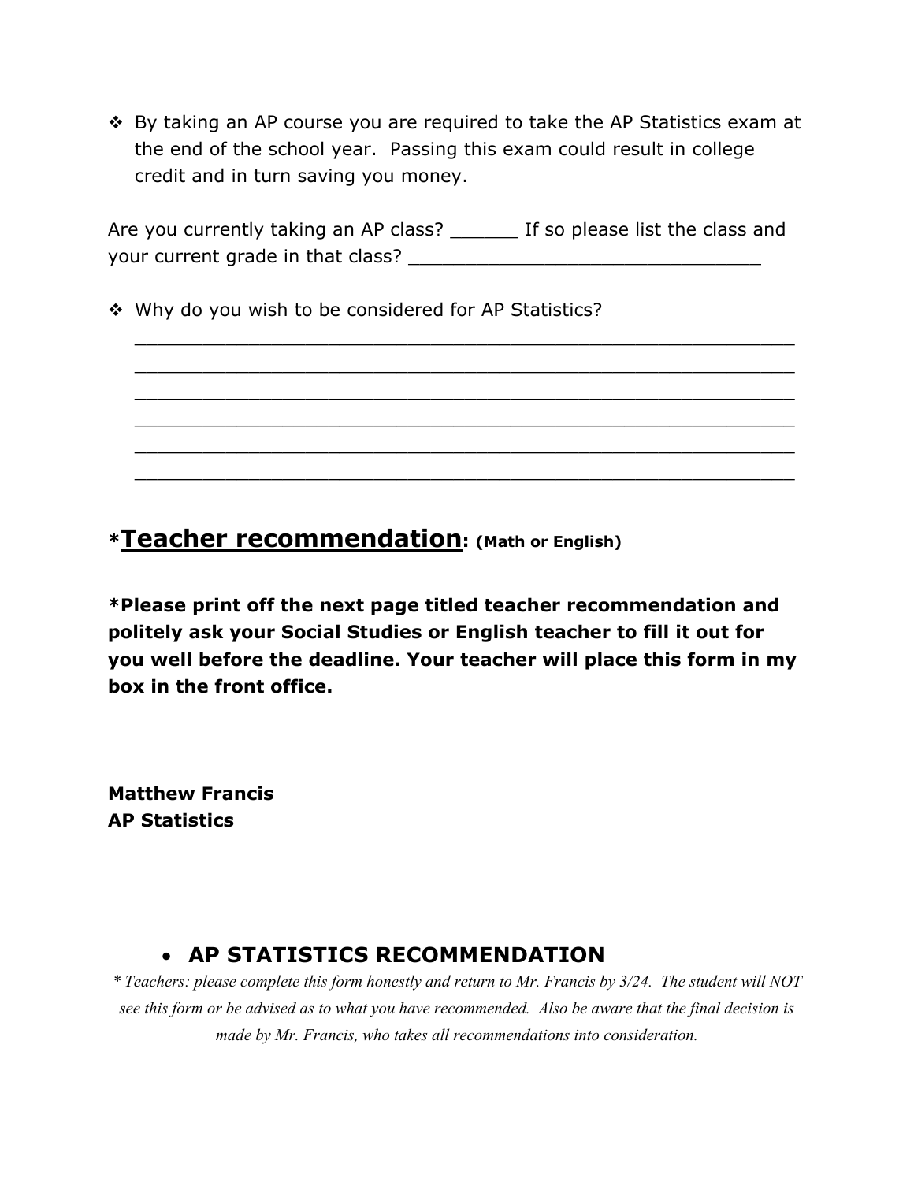- ❖ By taking an AP course you are required to take the AP Statistics exam at the end of the school year. Passing this exam could result in college credit and in turn saving you money.

Are you currently taking an AP class? ______ If so please list the class and your current grade in that class? ________________________________

- ❖ Why do you wish to be considered for AP Statistics?

  ____________________________________________________________
  ____________________________________________________________
  ____________________________________________________________
  ____________________________________________________________
  ____________________________________________________________
  ____________________________________________________________

## *<u>Teacher recommendation</u>: (Math or English)

**\*Please print off the next page titled teacher recommendation and politely ask your Social Studies or English teacher to fill it out for you well before the deadline. Your teacher will place this form in my box in the front office.**

**Matthew Francis**
**AP Statistics**

## • AP STATISTICS RECOMMENDATION

*\* Teachers: please complete this form honestly and return to Mr. Francis by 3/24. The student will NOT see this form or be advised as to what you have recommended. Also be aware that the final decision is made by Mr. Francis, who takes all recommendations into consideration.*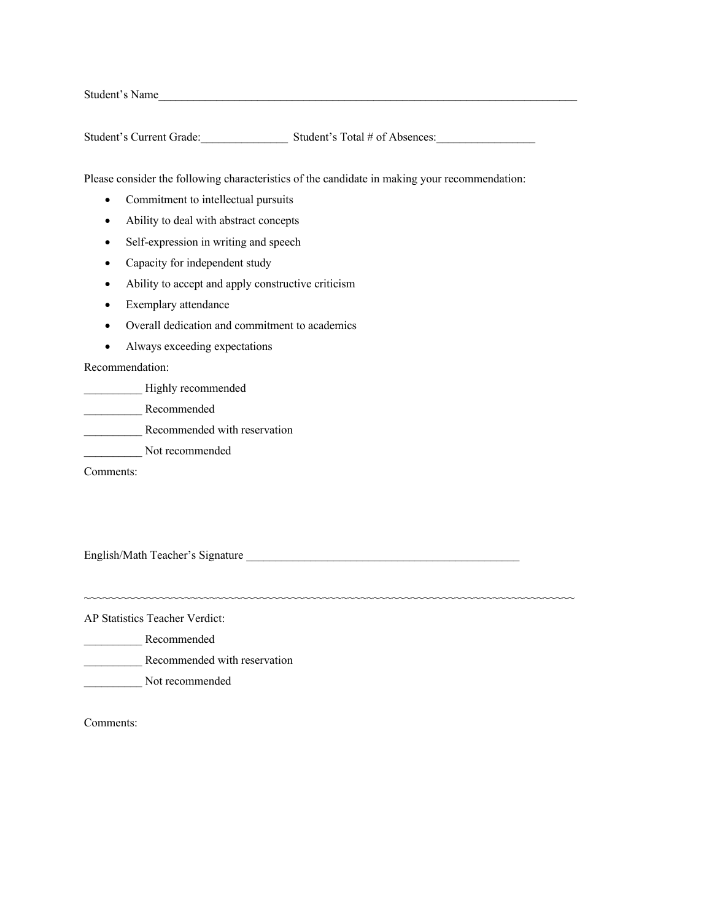Student's Name_______________________________________________________________________________

Student's Current Grade:_______________ Student's Total # of Absences:_________________

Please consider the following characteristics of the candidate in making your recommendation:

- Commitment to intellectual pursuits
- Ability to deal with abstract concepts
- Self-expression in writing and speech
- Capacity for independent study
- Ability to accept and apply constructive criticism
- Exemplary attendance
- Overall dedication and commitment to academics
- Always exceeding expectations

Recommendation:

__________ Highly recommended

__________ Recommended

__________ Recommended with reservation

__________ Not recommended

Comments:

English/Math Teacher's Signature _________________________________________________

~~~~~~~~~~~~~~~~~~~~~~~~~~~~~~~~~~~~~~~~~~~~~~~~~~~~~~~~~~~~~~~~~~~~~~~~~~~~~~~~

AP Statistics Teacher Verdict:

__________ Recommended

__________ Recommended with reservation

__________ Not recommended

Comments: